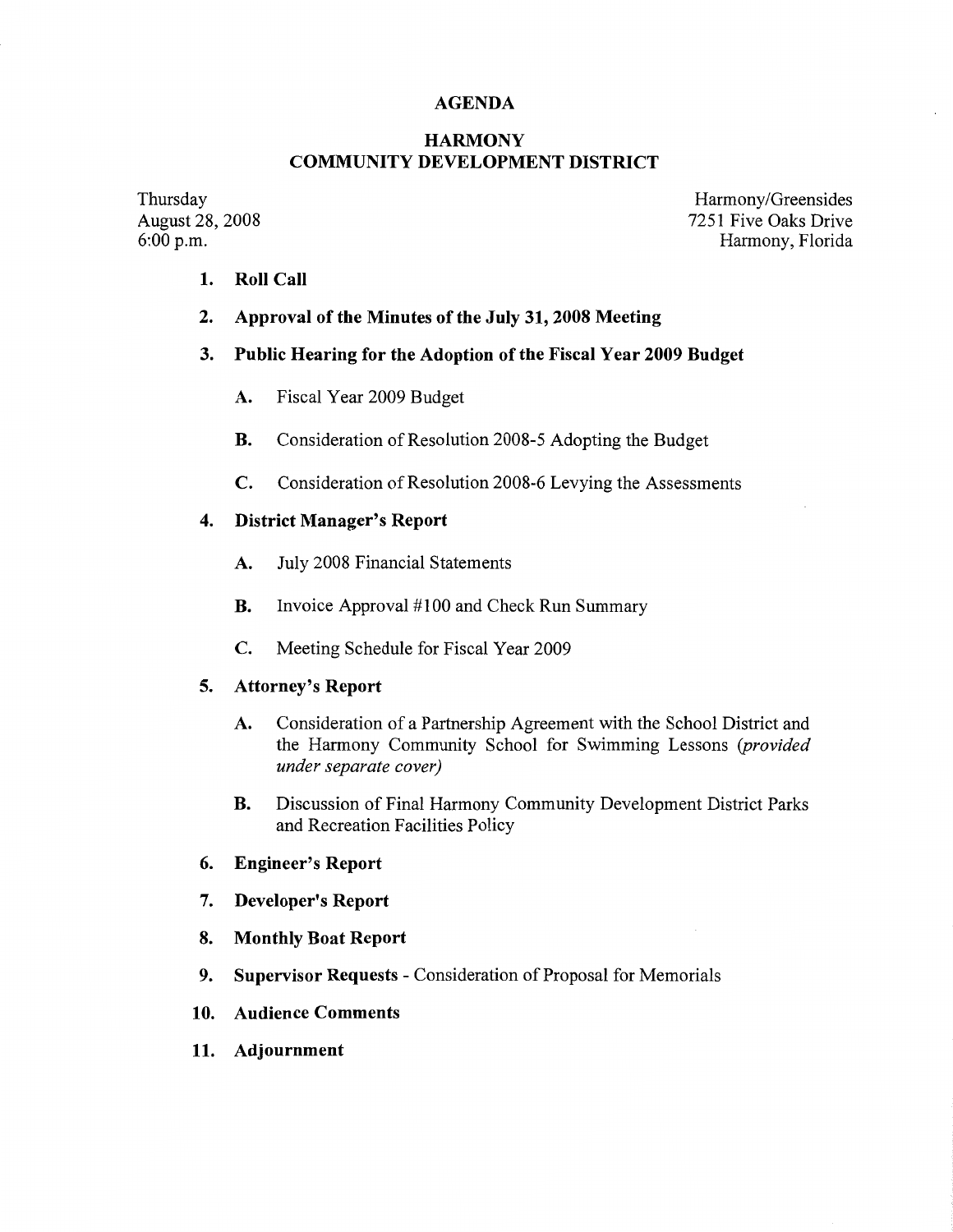# AGENDA

## HARMONY
## COMMUNITY DEVELOPMENT DISTRICT

Thursday
August 28, 2008
6:00 p.m.

Harmony/Greensides
7251 Five Oaks Drive
Harmony, Florida

1. **Roll Call**

2. **Approval of the Minutes of the July 31, 2008 Meeting**

3. **Public Hearing for the Adoption of the Fiscal Year 2009 Budget**

   A. Fiscal Year 2009 Budget

   B. Consideration of Resolution 2008-5 Adopting the Budget

   C. Consideration of Resolution 2008-6 Levying the Assessments

4. **District Manager's Report**

   A. July 2008 Financial Statements

   B. Invoice Approval #100 and Check Run Summary

   C. Meeting Schedule for Fiscal Year 2009

5. **Attorney's Report**

   A. Consideration of a Partnership Agreement with the School District and the Harmony Community School for Swimming Lessons *(provided under separate cover)*

   B. Discussion of Final Harmony Community Development District Parks and Recreation Facilities Policy

6. **Engineer's Report**

7. **Developer's Report**

8. **Monthly Boat Report**

9. **Supervisor Requests** - Consideration of Proposal for Memorials

10. **Audience Comments**

11. **Adjournment**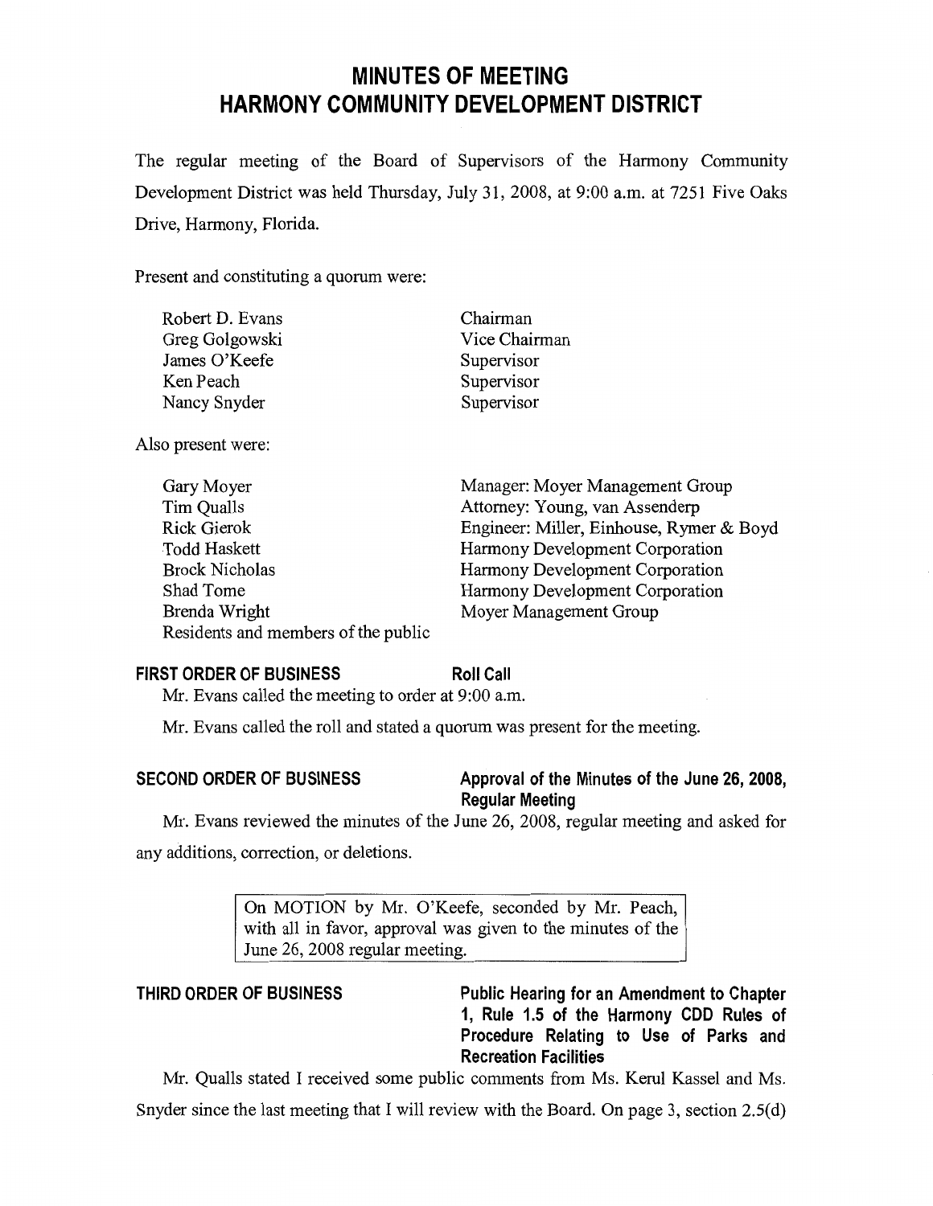# MINUTES OF MEETING
# HARMONY COMMUNITY DEVELOPMENT DISTRICT

The regular meeting of the Board of Supervisors of the Harmony Community Development District was held Thursday, July 31, 2008, at 9:00 a.m. at 7251 Five Oaks Drive, Harmony, Florida.

Present and constituting a quorum were:

| | |
|---|---|
| Robert D. Evans | Chairman |
| Greg Golgowski | Vice Chairman |
| James O'Keefe | Supervisor |
| Ken Peach | Supervisor |
| Nancy Snyder | Supervisor |

Also present were:

| | |
|---|---|
| Gary Moyer | Manager: Moyer Management Group |
| Tim Qualls | Attorney: Young, van Assenderp |
| Rick Gierok | Engineer: Miller, Einhouse, Rymer & Boyd |
| Todd Haskett | Harmony Development Corporation |
| Brock Nicholas | Harmony Development Corporation |
| Shad Tome | Harmony Development Corporation |
| Brenda Wright | Moyer Management Group |
| Residents and members of the public | |

**FIRST ORDER OF BUSINESS** **Roll Call**

Mr. Evans called the meeting to order at 9:00 a.m.

Mr. Evans called the roll and stated a quorum was present for the meeting.

**SECOND ORDER OF BUSINESS** **Approval of the Minutes of the June 26, 2008, Regular Meeting**

Mr. Evans reviewed the minutes of the June 26, 2008, regular meeting and asked for any additions, correction, or deletions.

> On MOTION by Mr. O'Keefe, seconded by Mr. Peach, with all in favor, approval was given to the minutes of the June 26, 2008 regular meeting.

**THIRD ORDER OF BUSINESS** **Public Hearing for an Amendment to Chapter 1, Rule 1.5 of the Harmony CDD Rules of Procedure Relating to Use of Parks and Recreation Facilities**

Mr. Qualls stated I received some public comments from Ms. Kerul Kassel and Ms. Snyder since the last meeting that I will review with the Board. On page 3, section 2.5(d)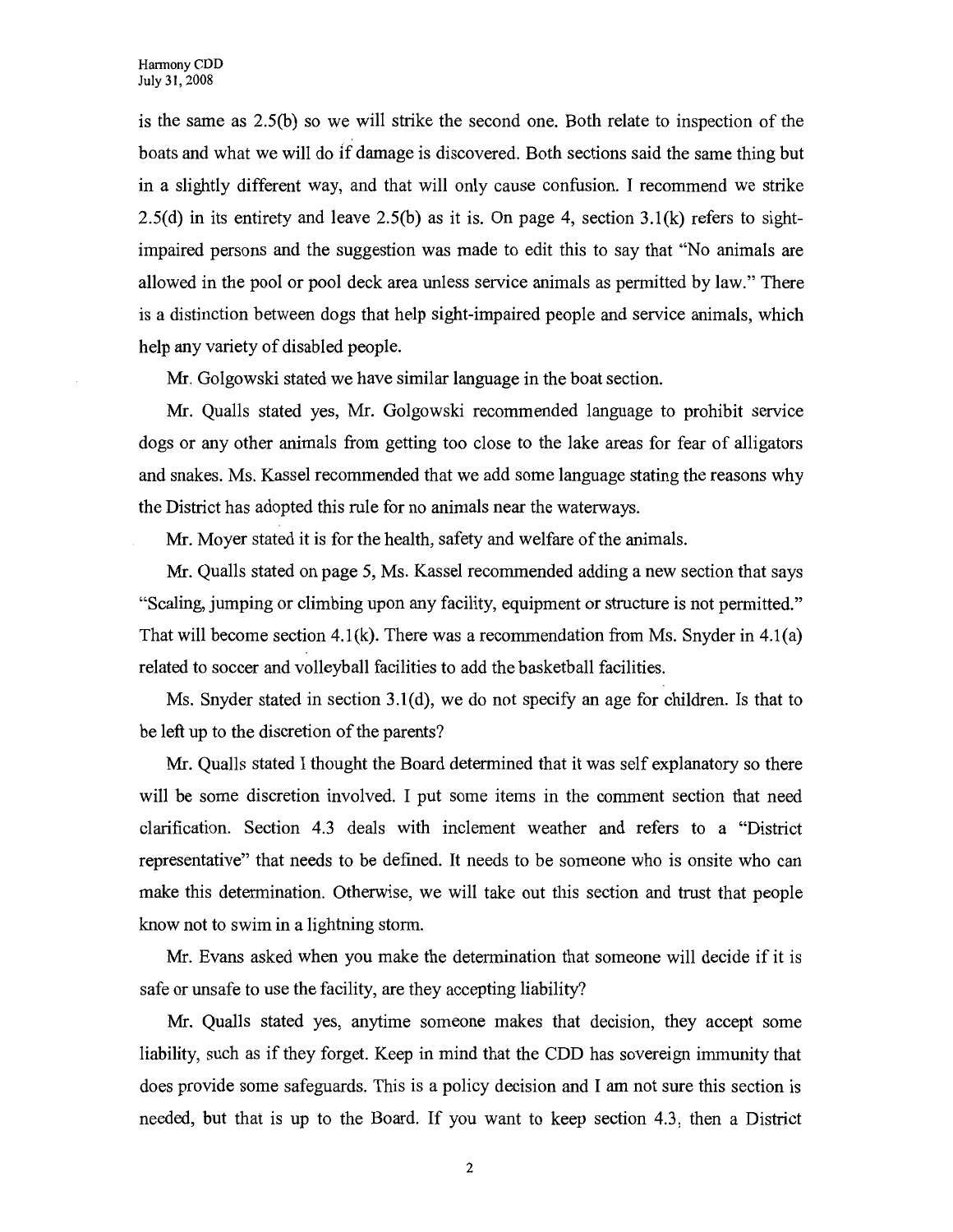is the same as 2.5(b) so we will strike the second one. Both relate to inspection of the boats and what we will do if damage is discovered. Both sections said the same thing but in a slightly different way, and that will only cause confusion. I recommend we strike 2.5(d) in its entirety and leave 2.5(b) as it is. On page 4, section 3.1(k) refers to sight-impaired persons and the suggestion was made to edit this to say that "No animals are allowed in the pool or pool deck area unless service animals as permitted by law." There is a distinction between dogs that help sight-impaired people and service animals, which help any variety of disabled people.

Mr. Golgowski stated we have similar language in the boat section.

Mr. Qualls stated yes, Mr. Golgowski recommended language to prohibit service dogs or any other animals from getting too close to the lake areas for fear of alligators and snakes. Ms. Kassel recommended that we add some language stating the reasons why the District has adopted this rule for no animals near the waterways.

Mr. Moyer stated it is for the health, safety and welfare of the animals.

Mr. Qualls stated on page 5, Ms. Kassel recommended adding a new section that says "Scaling, jumping or climbing upon any facility, equipment or structure is not permitted." That will become section 4.1(k). There was a recommendation from Ms. Snyder in 4.1(a) related to soccer and volleyball facilities to add the basketball facilities.

Ms. Snyder stated in section 3.1(d), we do not specify an age for children. Is that to be left up to the discretion of the parents?

Mr. Qualls stated I thought the Board determined that it was self explanatory so there will be some discretion involved. I put some items in the comment section that need clarification. Section 4.3 deals with inclement weather and refers to a "District representative" that needs to be defined. It needs to be someone who is onsite who can make this determination. Otherwise, we will take out this section and trust that people know not to swim in a lightning storm.

Mr. Evans asked when you make the determination that someone will decide if it is safe or unsafe to use the facility, are they accepting liability?

Mr. Qualls stated yes, anytime someone makes that decision, they accept some liability, such as if they forget. Keep in mind that the CDD has sovereign immunity that does provide some safeguards. This is a policy decision and I am not sure this section is needed, but that is up to the Board. If you want to keep section 4.3, then a District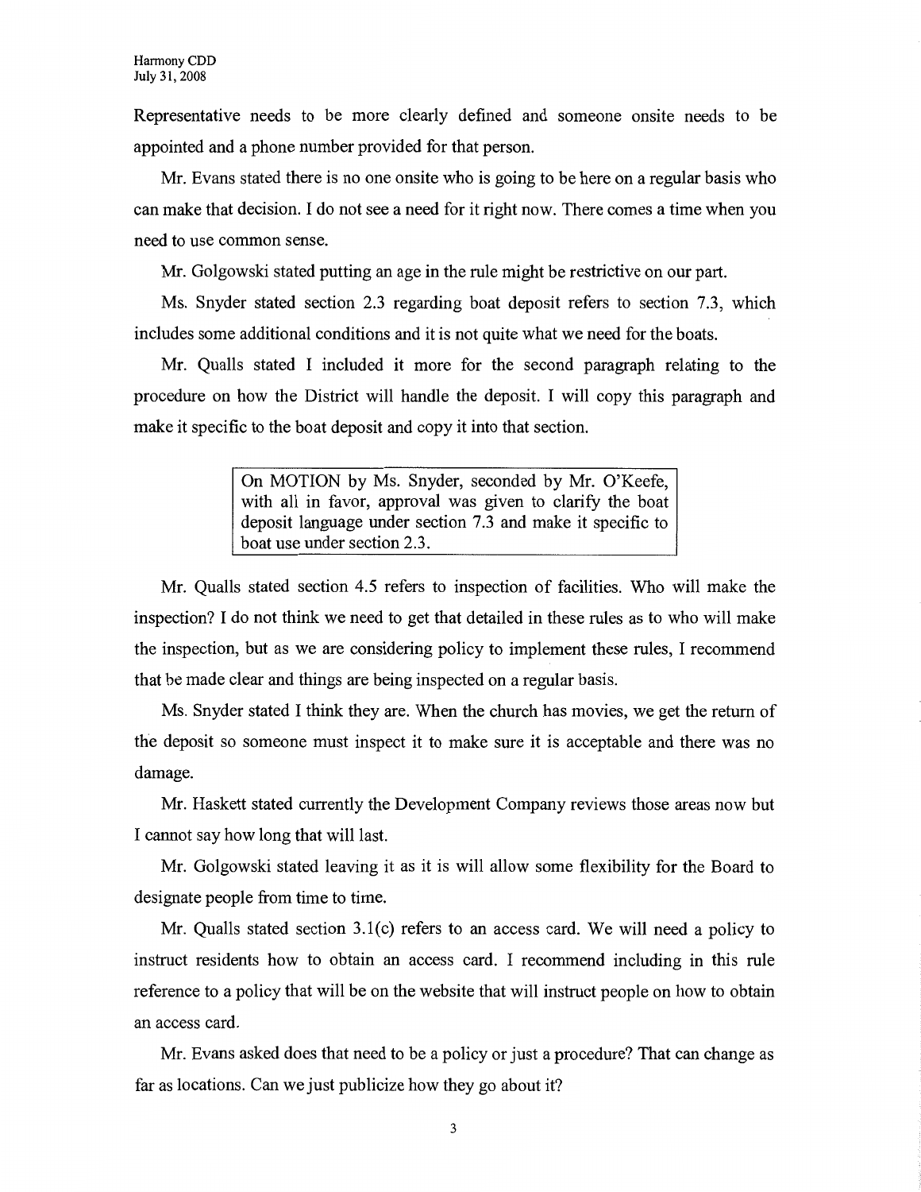Representative needs to be more clearly defined and someone onsite needs to be appointed and a phone number provided for that person.

Mr. Evans stated there is no one onsite who is going to be here on a regular basis who can make that decision. I do not see a need for it right now. There comes a time when you need to use common sense.

Mr. Golgowski stated putting an age in the rule might be restrictive on our part.

Ms. Snyder stated section 2.3 regarding boat deposit refers to section 7.3, which includes some additional conditions and it is not quite what we need for the boats.

Mr. Qualls stated I included it more for the second paragraph relating to the procedure on how the District will handle the deposit. I will copy this paragraph and make it specific to the boat deposit and copy it into that section.

> On MOTION by Ms. Snyder, seconded by Mr. O'Keefe, with all in favor, approval was given to clarify the boat deposit language under section 7.3 and make it specific to boat use under section 2.3.

Mr. Qualls stated section 4.5 refers to inspection of facilities. Who will make the inspection? I do not think we need to get that detailed in these rules as to who will make the inspection, but as we are considering policy to implement these rules, I recommend that be made clear and things are being inspected on a regular basis.

Ms. Snyder stated I think they are. When the church has movies, we get the return of the deposit so someone must inspect it to make sure it is acceptable and there was no damage.

Mr. Haskett stated currently the Development Company reviews those areas now but I cannot say how long that will last.

Mr. Golgowski stated leaving it as it is will allow some flexibility for the Board to designate people from time to time.

Mr. Qualls stated section 3.1(c) refers to an access card. We will need a policy to instruct residents how to obtain an access card. I recommend including in this rule reference to a policy that will be on the website that will instruct people on how to obtain an access card.

Mr. Evans asked does that need to be a policy or just a procedure? That can change as far as locations. Can we just publicize how they go about it?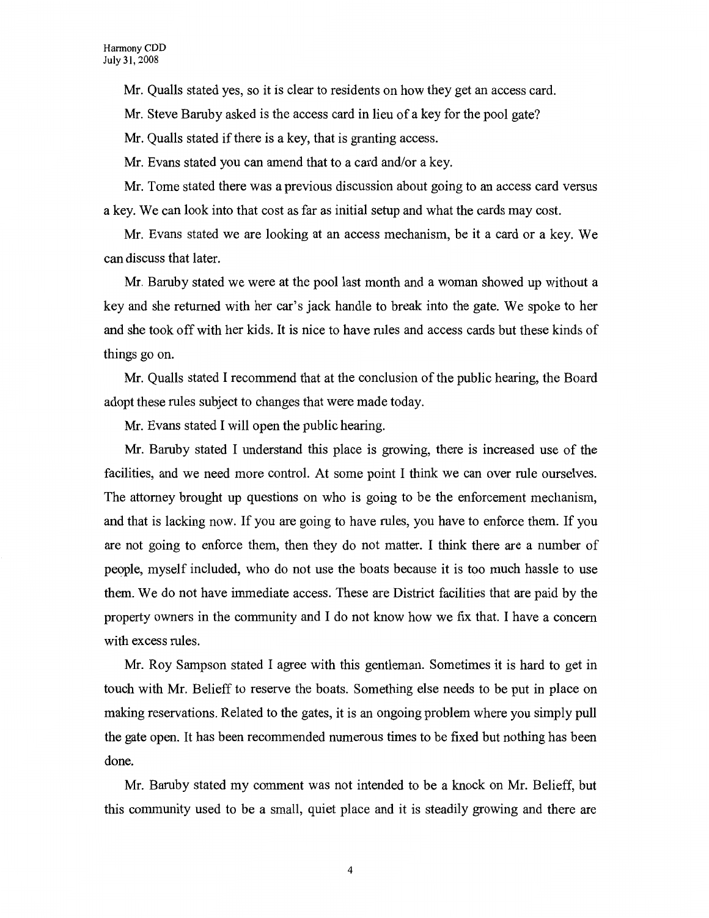Mr. Qualls stated yes, so it is clear to residents on how they get an access card.

Mr. Steve Baruby asked is the access card in lieu of a key for the pool gate?

Mr. Qualls stated if there is a key, that is granting access.

Mr. Evans stated you can amend that to a card and/or a key.

Mr. Tome stated there was a previous discussion about going to an access card versus a key. We can look into that cost as far as initial setup and what the cards may cost.

Mr. Evans stated we are looking at an access mechanism, be it a card or a key. We can discuss that later.

Mr. Baruby stated we were at the pool last month and a woman showed up without a key and she returned with her car's jack handle to break into the gate. We spoke to her and she took off with her kids. It is nice to have rules and access cards but these kinds of things go on.

Mr. Qualls stated I recommend that at the conclusion of the public hearing, the Board adopt these rules subject to changes that were made today.

Mr. Evans stated I will open the public hearing.

Mr. Baruby stated I understand this place is growing, there is increased use of the facilities, and we need more control. At some point I think we can over rule ourselves. The attorney brought up questions on who is going to be the enforcement mechanism, and that is lacking now. If you are going to have rules, you have to enforce them. If you are not going to enforce them, then they do not matter. I think there are a number of people, myself included, who do not use the boats because it is too much hassle to use them. We do not have immediate access. These are District facilities that are paid by the property owners in the community and I do not know how we fix that. I have a concern with excess rules.

Mr. Roy Sampson stated I agree with this gentleman. Sometimes it is hard to get in touch with Mr. Belieff to reserve the boats. Something else needs to be put in place on making reservations. Related to the gates, it is an ongoing problem where you simply pull the gate open. It has been recommended numerous times to be fixed but nothing has been done.

Mr. Baruby stated my comment was not intended to be a knock on Mr. Belieff, but this community used to be a small, quiet place and it is steadily growing and there are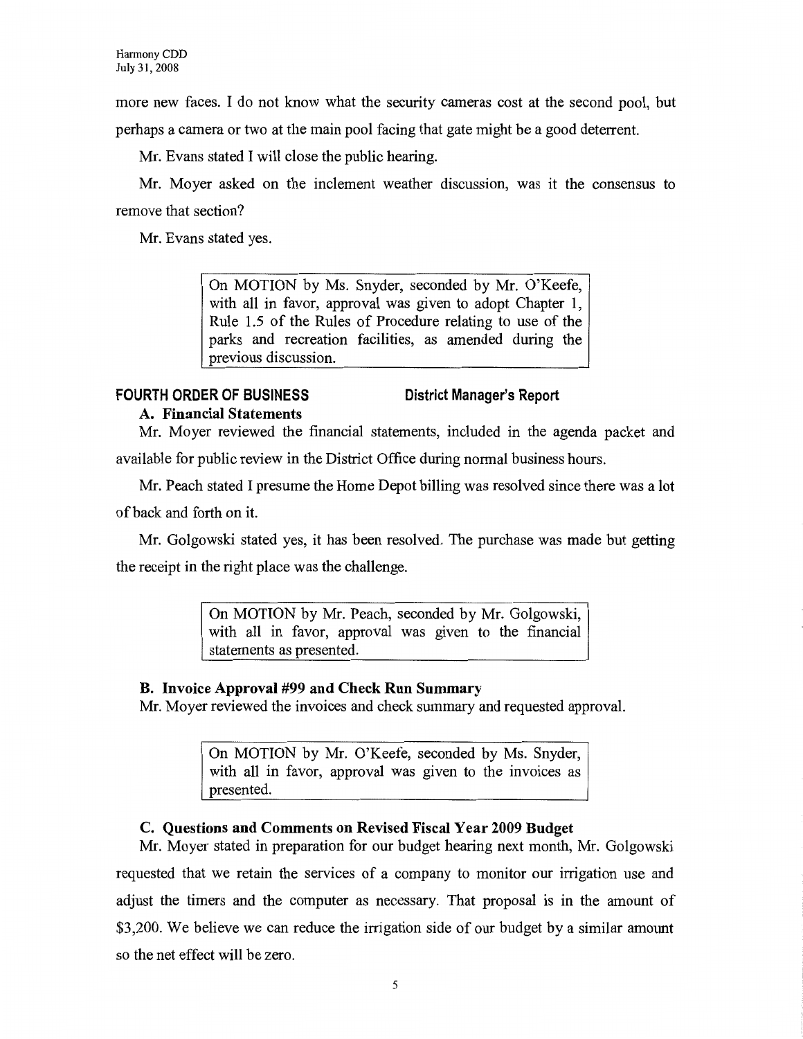more new faces. I do not know what the security cameras cost at the second pool, but perhaps a camera or two at the main pool facing that gate might be a good deterrent.

Mr. Evans stated I will close the public hearing.

Mr. Moyer asked on the inclement weather discussion, was it the consensus to remove that section?

Mr. Evans stated yes.

> On MOTION by Ms. Snyder, seconded by Mr. O'Keefe, with all in favor, approval was given to adopt Chapter 1, Rule 1.5 of the Rules of Procedure relating to use of the parks and recreation facilities, as amended during the previous discussion.

## FOURTH ORDER OF BUSINESS — District Manager's Report

### A. Financial Statements

Mr. Moyer reviewed the financial statements, included in the agenda packet and available for public review in the District Office during normal business hours.

Mr. Peach stated I presume the Home Depot billing was resolved since there was a lot of back and forth on it.

Mr. Golgowski stated yes, it has been resolved. The purchase was made but getting the receipt in the right place was the challenge.

> On MOTION by Mr. Peach, seconded by Mr. Golgowski, with all in favor, approval was given to the financial statements as presented.

### B. Invoice Approval #99 and Check Run Summary

Mr. Moyer reviewed the invoices and check summary and requested approval.

> On MOTION by Mr. O'Keefe, seconded by Ms. Snyder, with all in favor, approval was given to the invoices as presented.

### C. Questions and Comments on Revised Fiscal Year 2009 Budget

Mr. Moyer stated in preparation for our budget hearing next month, Mr. Golgowski requested that we retain the services of a company to monitor our irrigation use and adjust the timers and the computer as necessary. That proposal is in the amount of $3,200. We believe we can reduce the irrigation side of our budget by a similar amount so the net effect will be zero.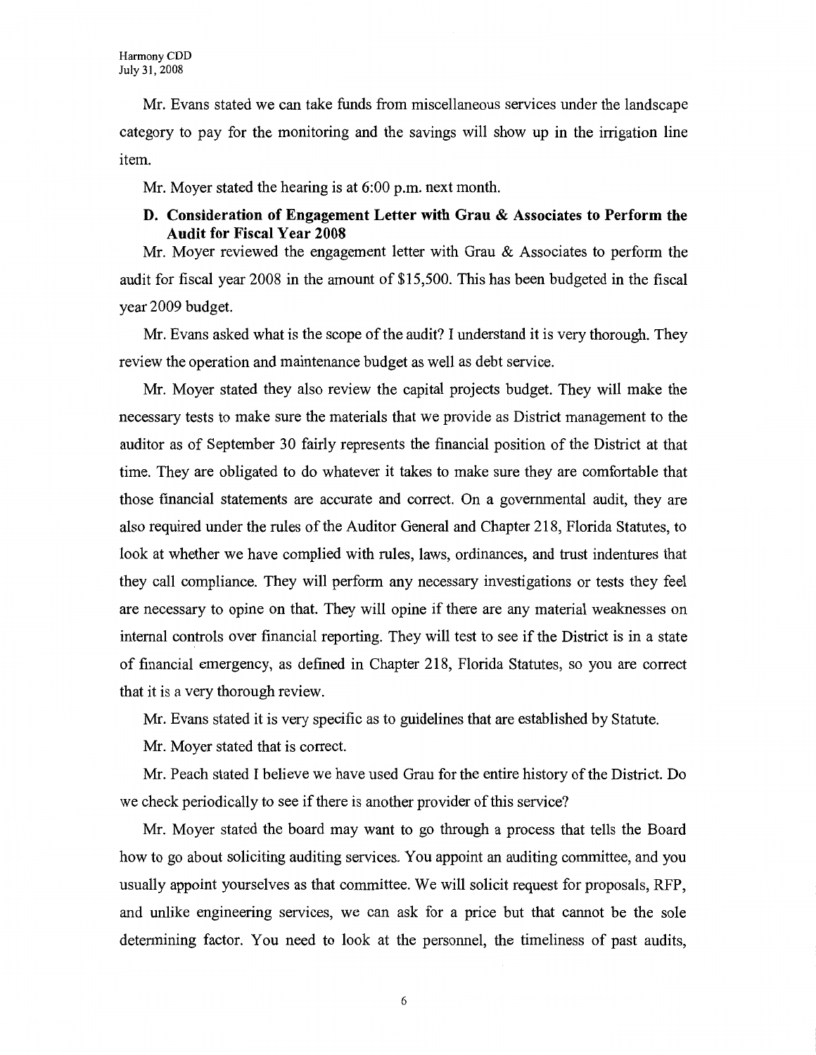Mr. Evans stated we can take funds from miscellaneous services under the landscape category to pay for the monitoring and the savings will show up in the irrigation line item.

Mr. Moyer stated the hearing is at 6:00 p.m. next month.

### D. Consideration of Engagement Letter with Grau & Associates to Perform the Audit for Fiscal Year 2008

Mr. Moyer reviewed the engagement letter with Grau & Associates to perform the audit for fiscal year 2008 in the amount of $15,500. This has been budgeted in the fiscal year 2009 budget.

Mr. Evans asked what is the scope of the audit? I understand it is very thorough. They review the operation and maintenance budget as well as debt service.

Mr. Moyer stated they also review the capital projects budget. They will make the necessary tests to make sure the materials that we provide as District management to the auditor as of September 30 fairly represents the financial position of the District at that time. They are obligated to do whatever it takes to make sure they are comfortable that those financial statements are accurate and correct. On a governmental audit, they are also required under the rules of the Auditor General and Chapter 218, Florida Statutes, to look at whether we have complied with rules, laws, ordinances, and trust indentures that they call compliance. They will perform any necessary investigations or tests they feel are necessary to opine on that. They will opine if there are any material weaknesses on internal controls over financial reporting. They will test to see if the District is in a state of financial emergency, as defined in Chapter 218, Florida Statutes, so you are correct that it is a very thorough review.

Mr. Evans stated it is very specific as to guidelines that are established by Statute.

Mr. Moyer stated that is correct.

Mr. Peach stated I believe we have used Grau for the entire history of the District. Do we check periodically to see if there is another provider of this service?

Mr. Moyer stated the board may want to go through a process that tells the Board how to go about soliciting auditing services. You appoint an auditing committee, and you usually appoint yourselves as that committee. We will solicit request for proposals, RFP, and unlike engineering services, we can ask for a price but that cannot be the sole determining factor. You need to look at the personnel, the timeliness of past audits,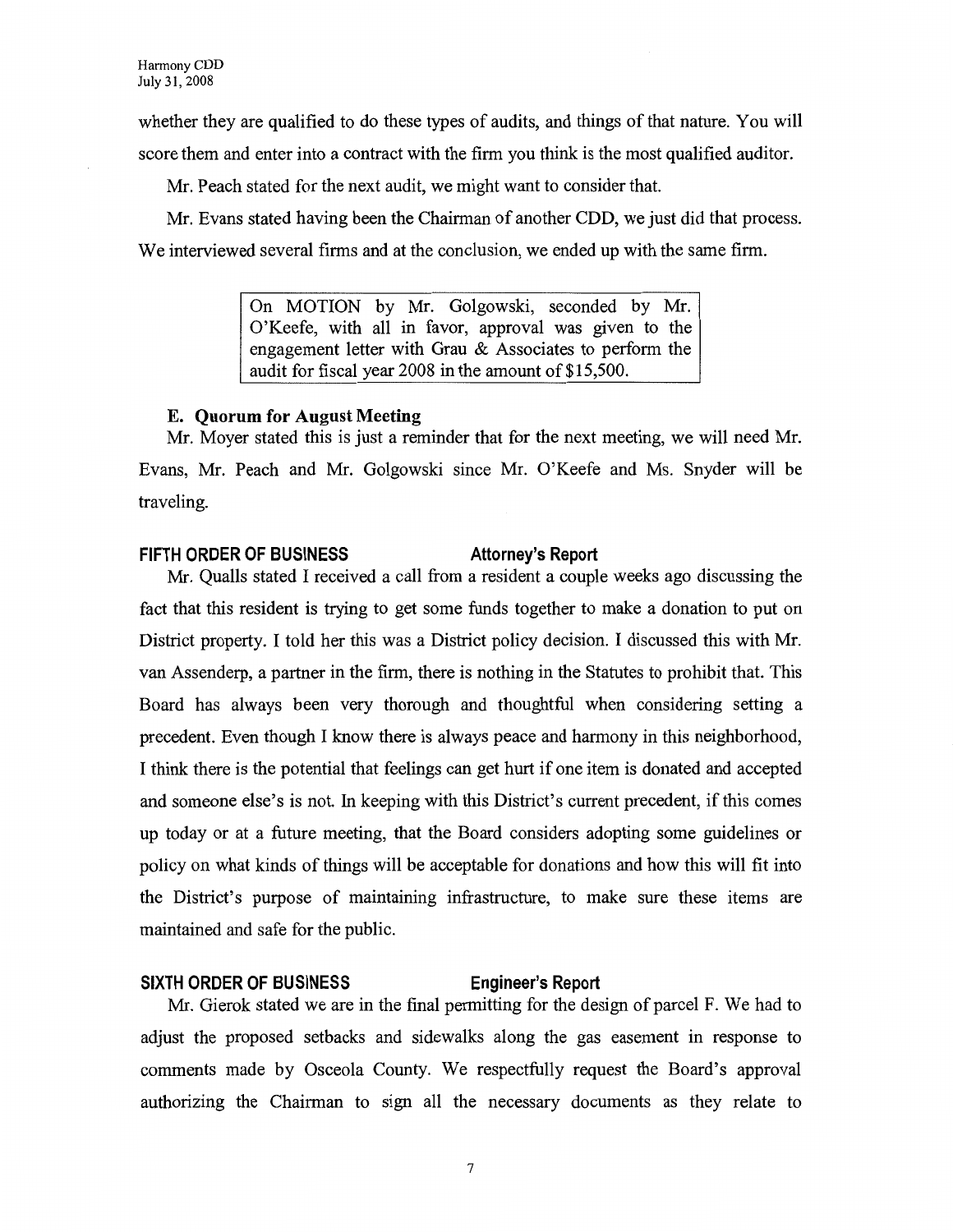whether they are qualified to do these types of audits, and things of that nature. You will score them and enter into a contract with the firm you think is the most qualified auditor.

Mr. Peach stated for the next audit, we might want to consider that.

Mr. Evans stated having been the Chairman of another CDD, we just did that process. We interviewed several firms and at the conclusion, we ended up with the same firm.

> On MOTION by Mr. Golgowski, seconded by Mr. O'Keefe, with all in favor, approval was given to the engagement letter with Grau & Associates to perform the audit for fiscal year 2008 in the amount of $15,500.

**E. Quorum for August Meeting**

Mr. Moyer stated this is just a reminder that for the next meeting, we will need Mr. Evans, Mr. Peach and Mr. Golgowski since Mr. O'Keefe and Ms. Snyder will be traveling.

## FIFTH ORDER OF BUSINESS — Attorney's Report

Mr. Qualls stated I received a call from a resident a couple weeks ago discussing the fact that this resident is trying to get some funds together to make a donation to put on District property. I told her this was a District policy decision. I discussed this with Mr. van Assenderp, a partner in the firm, there is nothing in the Statutes to prohibit that. This Board has always been very thorough and thoughtful when considering setting a precedent. Even though I know there is always peace and harmony in this neighborhood, I think there is the potential that feelings can get hurt if one item is donated and accepted and someone else's is not. In keeping with this District's current precedent, if this comes up today or at a future meeting, that the Board considers adopting some guidelines or policy on what kinds of things will be acceptable for donations and how this will fit into the District's purpose of maintaining infrastructure, to make sure these items are maintained and safe for the public.

## SIXTH ORDER OF BUSINESS — Engineer's Report

Mr. Gierok stated we are in the final permitting for the design of parcel F. We had to adjust the proposed setbacks and sidewalks along the gas easement in response to comments made by Osceola County. We respectfully request the Board's approval authorizing the Chairman to sign all the necessary documents as they relate to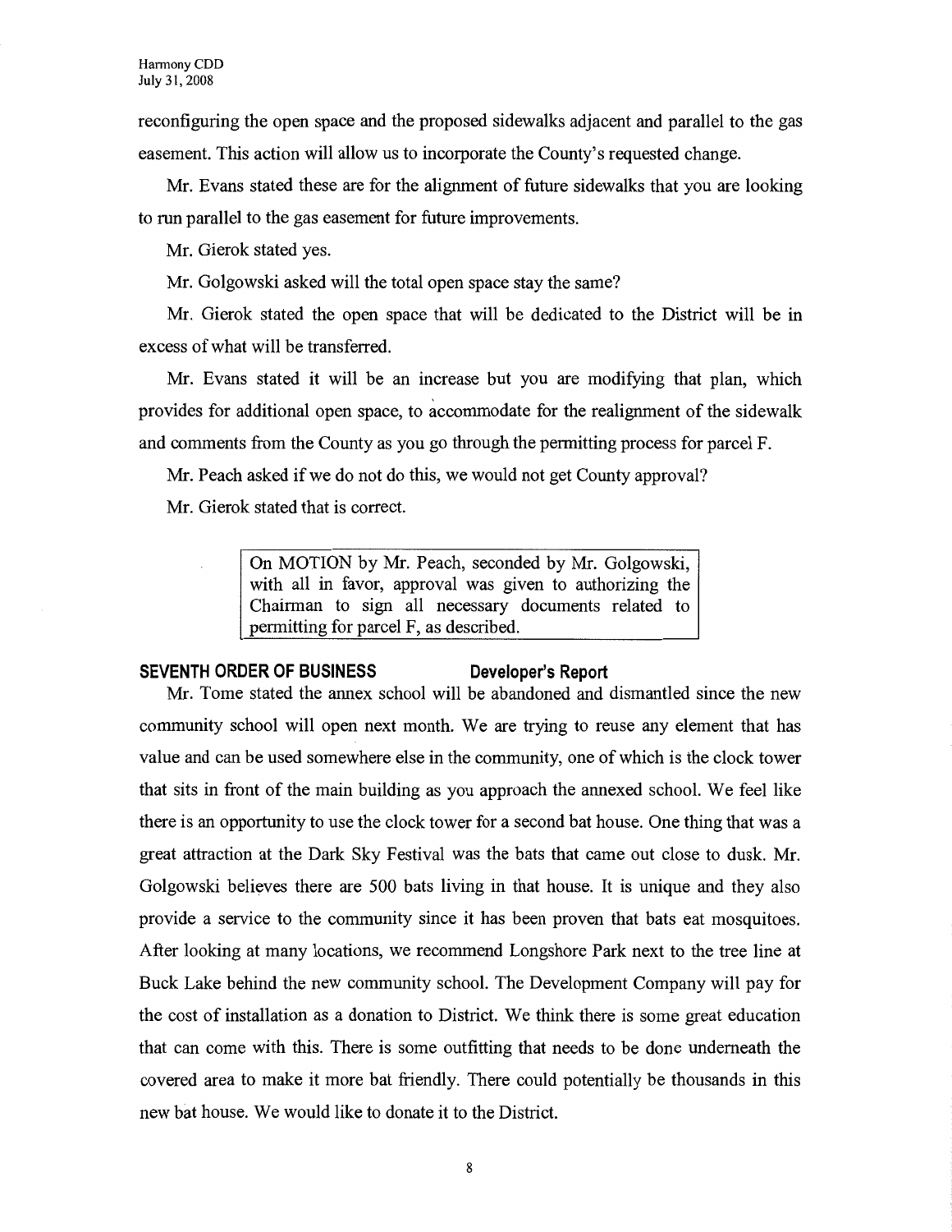reconfiguring the open space and the proposed sidewalks adjacent and parallel to the gas easement. This action will allow us to incorporate the County's requested change.

Mr. Evans stated these are for the alignment of future sidewalks that you are looking to run parallel to the gas easement for future improvements.

Mr. Gierok stated yes.

Mr. Golgowski asked will the total open space stay the same?

Mr. Gierok stated the open space that will be dedicated to the District will be in excess of what will be transferred.

Mr. Evans stated it will be an increase but you are modifying that plan, which provides for additional open space, to accommodate for the realignment of the sidewalk and comments from the County as you go through the permitting process for parcel F.

Mr. Peach asked if we do not do this, we would not get County approval?

Mr. Gierok stated that is correct.

> On MOTION by Mr. Peach, seconded by Mr. Golgowski, with all in favor, approval was given to authorizing the Chairman to sign all necessary documents related to permitting for parcel F, as described.

**SEVENTH ORDER OF BUSINESS Developer's Report**

Mr. Tome stated the annex school will be abandoned and dismantled since the new community school will open next month. We are trying to reuse any element that has value and can be used somewhere else in the community, one of which is the clock tower that sits in front of the main building as you approach the annexed school. We feel like there is an opportunity to use the clock tower for a second bat house. One thing that was a great attraction at the Dark Sky Festival was the bats that came out close to dusk. Mr. Golgowski believes there are 500 bats living in that house. It is unique and they also provide a service to the community since it has been proven that bats eat mosquitoes. After looking at many locations, we recommend Longshore Park next to the tree line at Buck Lake behind the new community school. The Development Company will pay for the cost of installation as a donation to District. We think there is some great education that can come with this. There is some outfitting that needs to be done underneath the covered area to make it more bat friendly. There could potentially be thousands in this new bat house. We would like to donate it to the District.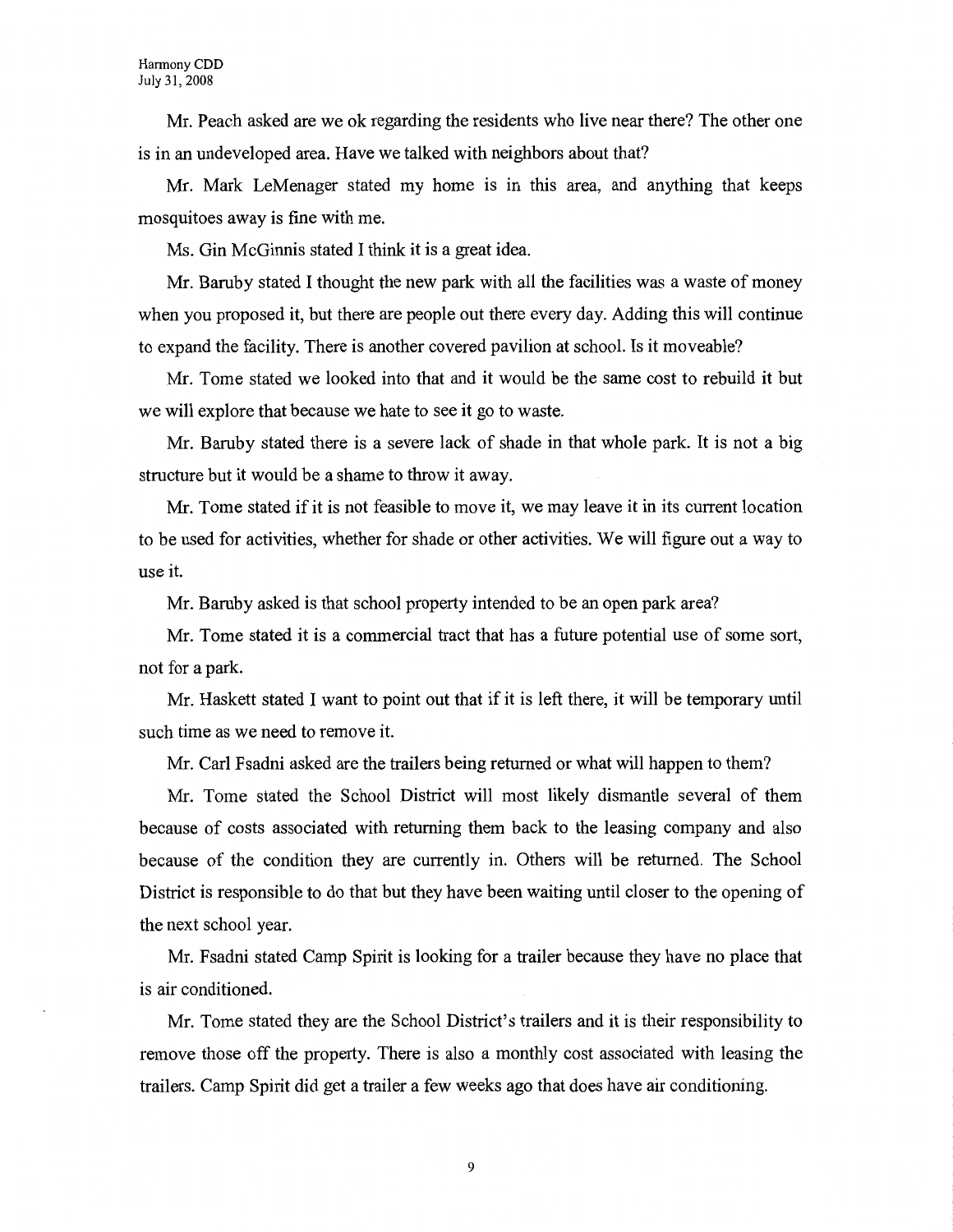Mr. Peach asked are we ok regarding the residents who live near there? The other one is in an undeveloped area. Have we talked with neighbors about that?

Mr. Mark LeMenager stated my home is in this area, and anything that keeps mosquitoes away is fine with me.

Ms. Gin McGinnis stated I think it is a great idea.

Mr. Baruby stated I thought the new park with all the facilities was a waste of money when you proposed it, but there are people out there every day. Adding this will continue to expand the facility. There is another covered pavilion at school. Is it moveable?

Mr. Tome stated we looked into that and it would be the same cost to rebuild it but we will explore that because we hate to see it go to waste.

Mr. Baruby stated there is a severe lack of shade in that whole park. It is not a big structure but it would be a shame to throw it away.

Mr. Tome stated if it is not feasible to move it, we may leave it in its current location to be used for activities, whether for shade or other activities. We will figure out a way to use it.

Mr. Baruby asked is that school property intended to be an open park area?

Mr. Tome stated it is a commercial tract that has a future potential use of some sort, not for a park.

Mr. Haskett stated I want to point out that if it is left there, it will be temporary until such time as we need to remove it.

Mr. Carl Fsadni asked are the trailers being returned or what will happen to them?

Mr. Tome stated the School District will most likely dismantle several of them because of costs associated with returning them back to the leasing company and also because of the condition they are currently in. Others will be returned. The School District is responsible to do that but they have been waiting until closer to the opening of the next school year.

Mr. Fsadni stated Camp Spirit is looking for a trailer because they have no place that is air conditioned.

Mr. Tome stated they are the School District's trailers and it is their responsibility to remove those off the property. There is also a monthly cost associated with leasing the trailers. Camp Spirit did get a trailer a few weeks ago that does have air conditioning.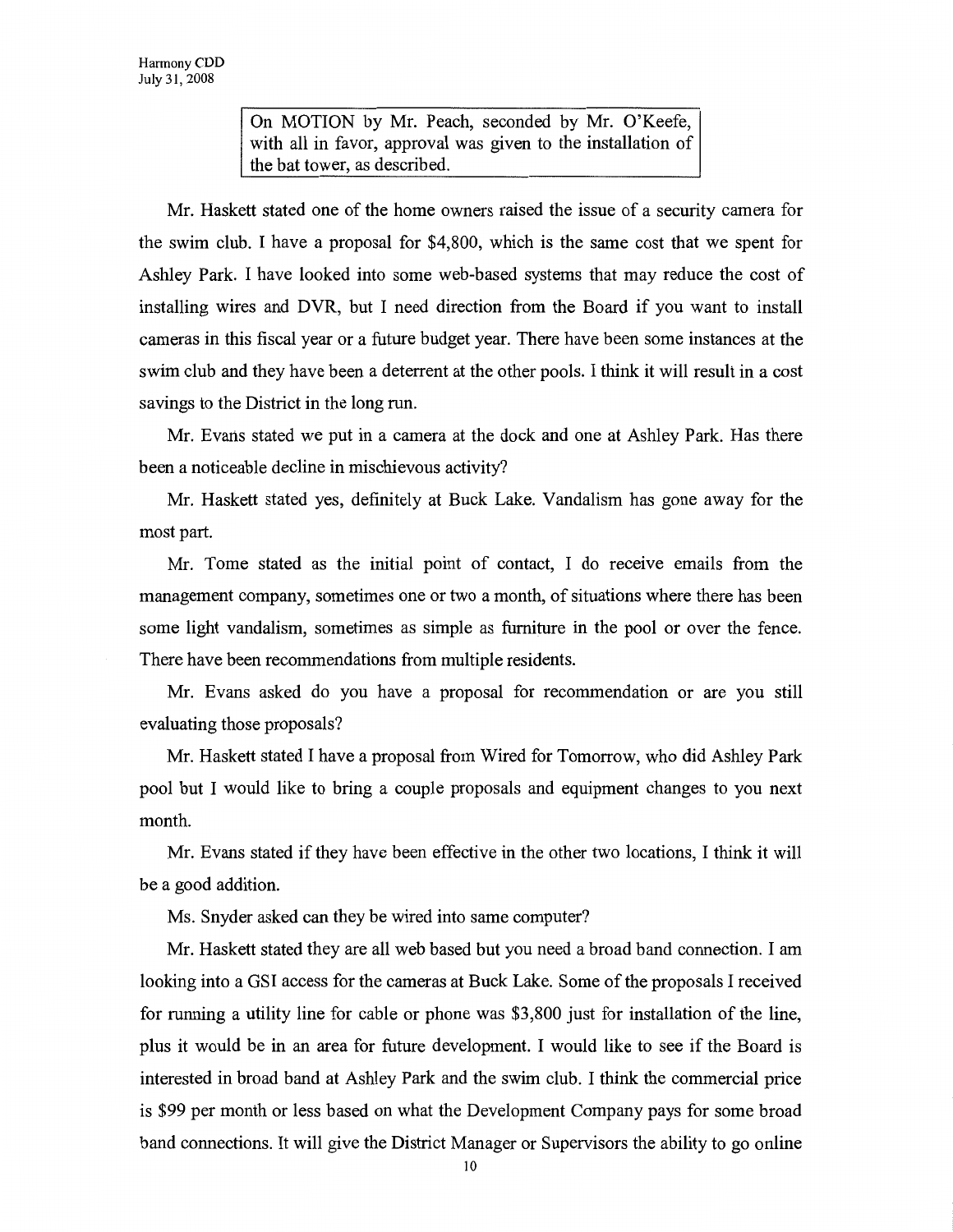On MOTION by Mr. Peach, seconded by Mr. O'Keefe, with all in favor, approval was given to the installation of the bat tower, as described.

Mr. Haskett stated one of the home owners raised the issue of a security camera for the swim club. I have a proposal for $4,800, which is the same cost that we spent for Ashley Park. I have looked into some web-based systems that may reduce the cost of installing wires and DVR, but I need direction from the Board if you want to install cameras in this fiscal year or a future budget year. There have been some instances at the swim club and they have been a deterrent at the other pools. I think it will result in a cost savings to the District in the long run.

Mr. Evans stated we put in a camera at the dock and one at Ashley Park. Has there been a noticeable decline in mischievous activity?

Mr. Haskett stated yes, definitely at Buck Lake. Vandalism has gone away for the most part.

Mr. Tome stated as the initial point of contact, I do receive emails from the management company, sometimes one or two a month, of situations where there has been some light vandalism, sometimes as simple as furniture in the pool or over the fence. There have been recommendations from multiple residents.

Mr. Evans asked do you have a proposal for recommendation or are you still evaluating those proposals?

Mr. Haskett stated I have a proposal from Wired for Tomorrow, who did Ashley Park pool but I would like to bring a couple proposals and equipment changes to you next month.

Mr. Evans stated if they have been effective in the other two locations, I think it will be a good addition.

Ms. Snyder asked can they be wired into same computer?

Mr. Haskett stated they are all web based but you need a broad band connection. I am looking into a GSI access for the cameras at Buck Lake. Some of the proposals I received for running a utility line for cable or phone was $3,800 just for installation of the line, plus it would be in an area for future development. I would like to see if the Board is interested in broad band at Ashley Park and the swim club. I think the commercial price is $99 per month or less based on what the Development Company pays for some broad band connections. It will give the District Manager or Supervisors the ability to go online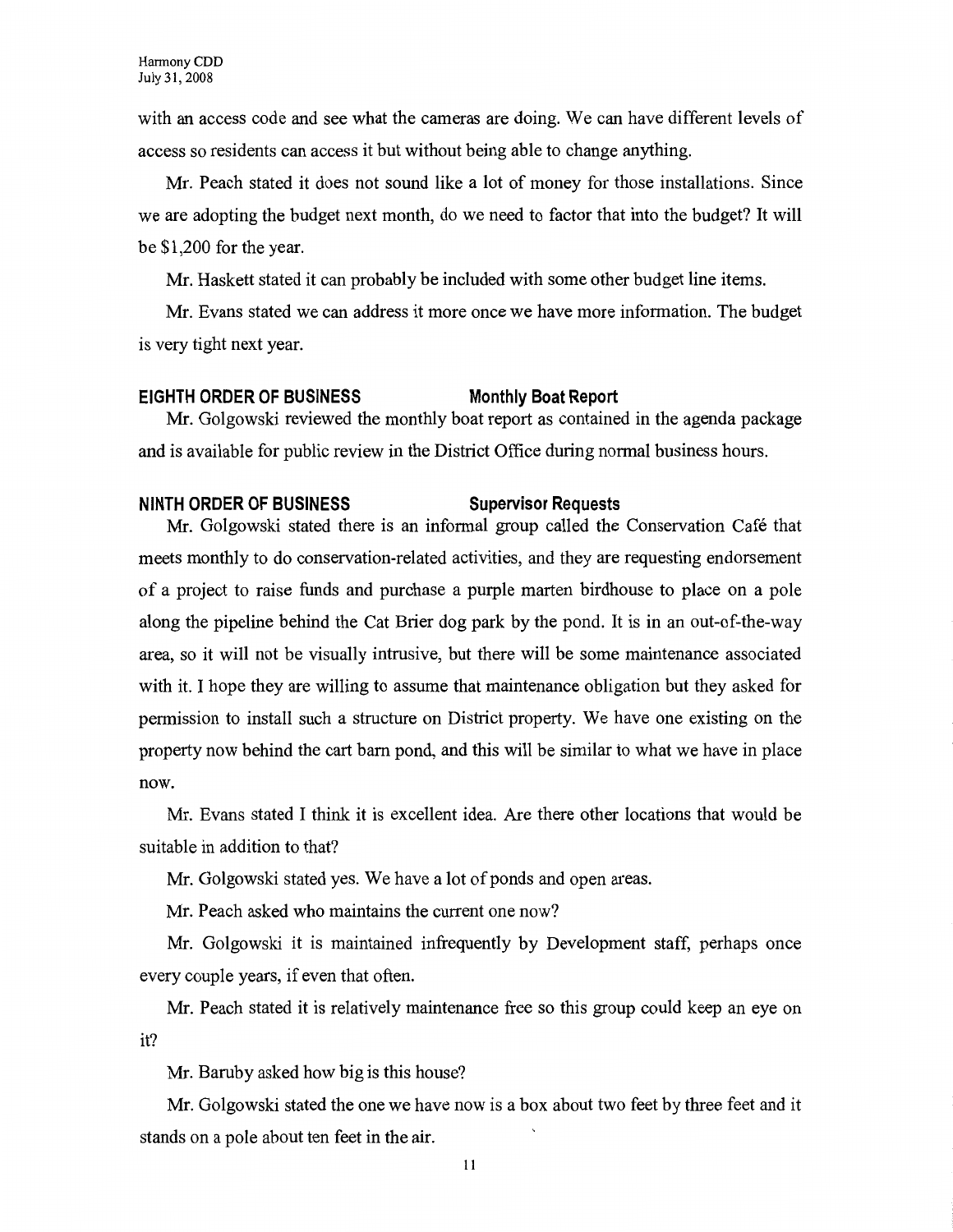with an access code and see what the cameras are doing. We can have different levels of access so residents can access it but without being able to change anything.

Mr. Peach stated it does not sound like a lot of money for those installations. Since we are adopting the budget next month, do we need to factor that into the budget? It will be $1,200 for the year.

Mr. Haskett stated it can probably be included with some other budget line items.

Mr. Evans stated we can address it more once we have more information. The budget is very tight next year.

## EIGHTH ORDER OF BUSINESS — Monthly Boat Report

Mr. Golgowski reviewed the monthly boat report as contained in the agenda package and is available for public review in the District Office during normal business hours.

## NINTH ORDER OF BUSINESS — Supervisor Requests

Mr. Golgowski stated there is an informal group called the Conservation Café that meets monthly to do conservation-related activities, and they are requesting endorsement of a project to raise funds and purchase a purple marten birdhouse to place on a pole along the pipeline behind the Cat Brier dog park by the pond. It is in an out-of-the-way area, so it will not be visually intrusive, but there will be some maintenance associated with it. I hope they are willing to assume that maintenance obligation but they asked for permission to install such a structure on District property. We have one existing on the property now behind the cart barn pond, and this will be similar to what we have in place now.

Mr. Evans stated I think it is excellent idea. Are there other locations that would be suitable in addition to that?

Mr. Golgowski stated yes. We have a lot of ponds and open areas.

Mr. Peach asked who maintains the current one now?

Mr. Golgowski it is maintained infrequently by Development staff, perhaps once every couple years, if even that often.

Mr. Peach stated it is relatively maintenance free so this group could keep an eye on it?

Mr. Baruby asked how big is this house?

Mr. Golgowski stated the one we have now is a box about two feet by three feet and it stands on a pole about ten feet in the air.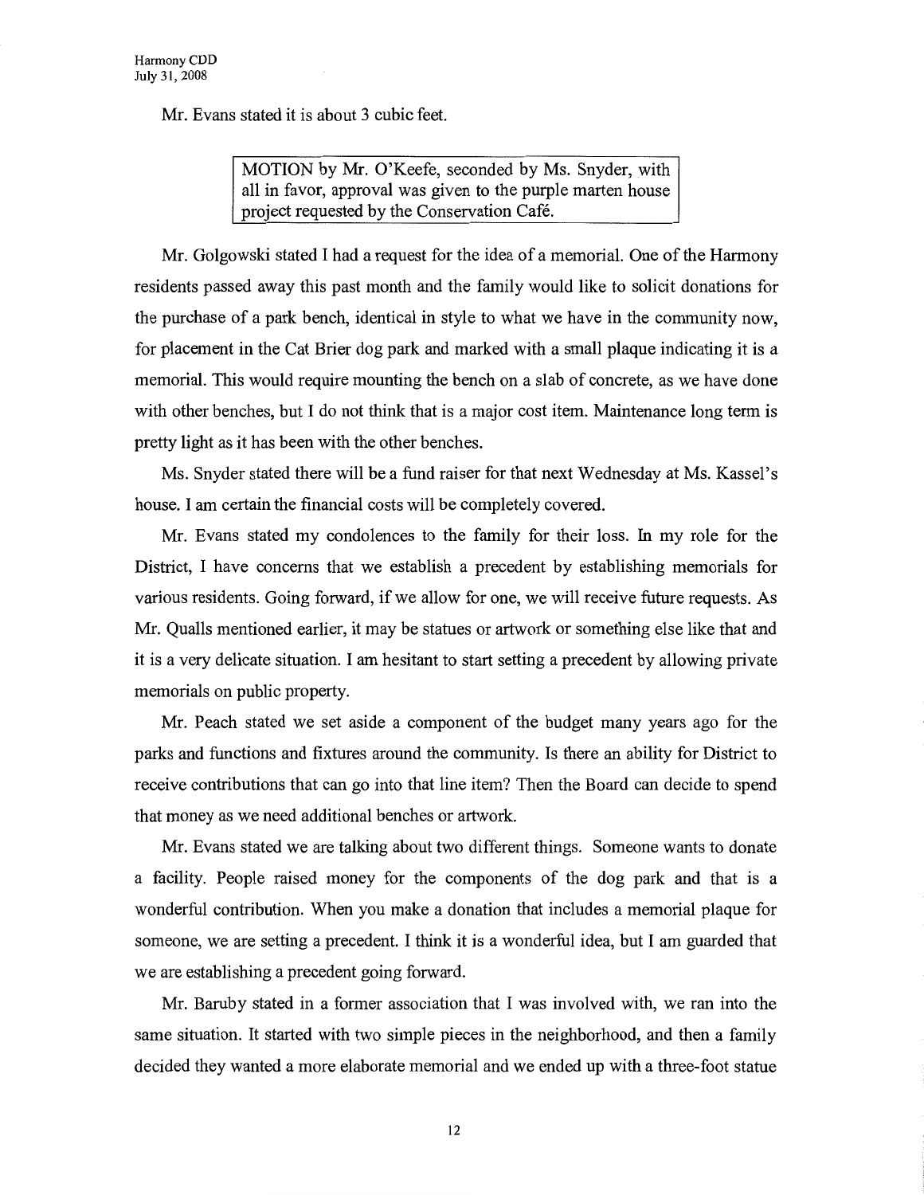Mr. Evans stated it is about 3 cubic feet.

> MOTION by Mr. O'Keefe, seconded by Ms. Snyder, with all in favor, approval was given to the purple marten house project requested by the Conservation Café.

Mr. Golgowski stated I had a request for the idea of a memorial. One of the Harmony residents passed away this past month and the family would like to solicit donations for the purchase of a park bench, identical in style to what we have in the community now, for placement in the Cat Brier dog park and marked with a small plaque indicating it is a memorial. This would require mounting the bench on a slab of concrete, as we have done with other benches, but I do not think that is a major cost item. Maintenance long term is pretty light as it has been with the other benches.

Ms. Snyder stated there will be a fund raiser for that next Wednesday at Ms. Kassel's house. I am certain the financial costs will be completely covered.

Mr. Evans stated my condolences to the family for their loss. In my role for the District, I have concerns that we establish a precedent by establishing memorials for various residents. Going forward, if we allow for one, we will receive future requests. As Mr. Qualls mentioned earlier, it may be statues or artwork or something else like that and it is a very delicate situation. I am hesitant to start setting a precedent by allowing private memorials on public property.

Mr. Peach stated we set aside a component of the budget many years ago for the parks and functions and fixtures around the community. Is there an ability for District to receive contributions that can go into that line item? Then the Board can decide to spend that money as we need additional benches or artwork.

Mr. Evans stated we are talking about two different things. Someone wants to donate a facility. People raised money for the components of the dog park and that is a wonderful contribution. When you make a donation that includes a memorial plaque for someone, we are setting a precedent. I think it is a wonderful idea, but I am guarded that we are establishing a precedent going forward.

Mr. Baruby stated in a former association that I was involved with, we ran into the same situation. It started with two simple pieces in the neighborhood, and then a family decided they wanted a more elaborate memorial and we ended up with a three-foot statue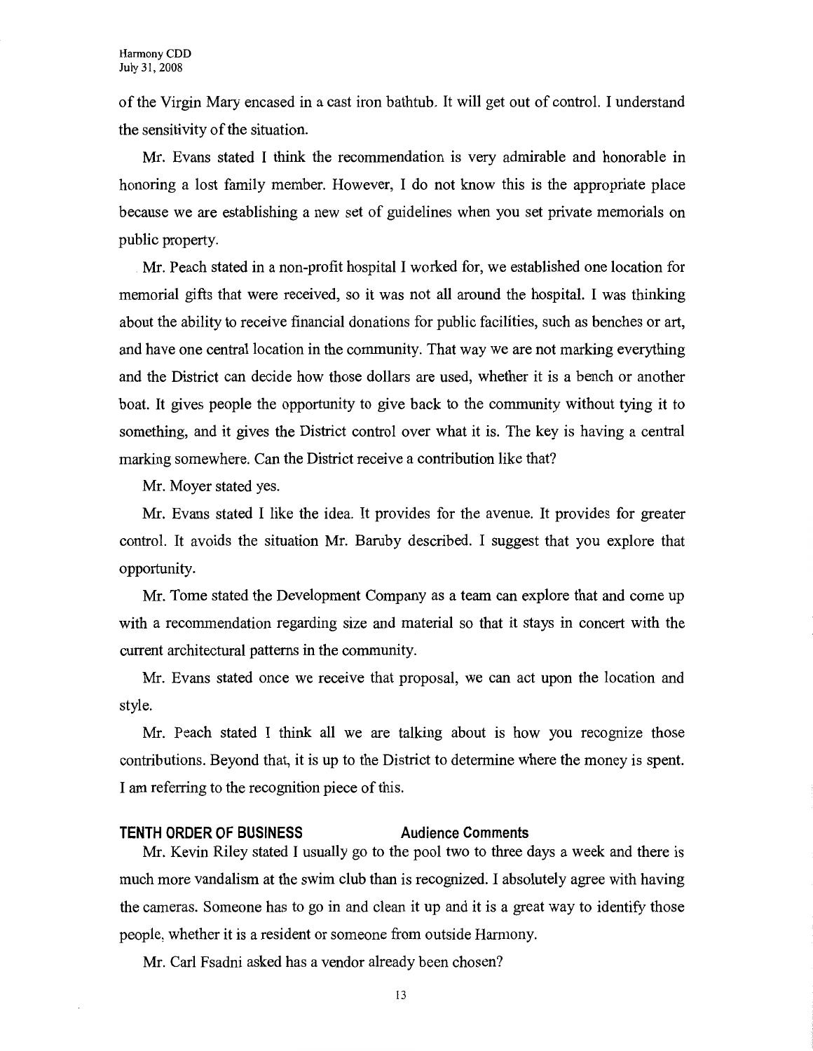of the Virgin Mary encased in a cast iron bathtub. It will get out of control. I understand the sensitivity of the situation.

Mr. Evans stated I think the recommendation is very admirable and honorable in honoring a lost family member. However, I do not know this is the appropriate place because we are establishing a new set of guidelines when you set private memorials on public property.

Mr. Peach stated in a non-profit hospital I worked for, we established one location for memorial gifts that were received, so it was not all around the hospital. I was thinking about the ability to receive financial donations for public facilities, such as benches or art, and have one central location in the community. That way we are not marking everything and the District can decide how those dollars are used, whether it is a bench or another boat. It gives people the opportunity to give back to the community without tying it to something, and it gives the District control over what it is. The key is having a central marking somewhere. Can the District receive a contribution like that?

Mr. Moyer stated yes.

Mr. Evans stated I like the idea. It provides for the avenue. It provides for greater control. It avoids the situation Mr. Baruby described. I suggest that you explore that opportunity.

Mr. Tome stated the Development Company as a team can explore that and come up with a recommendation regarding size and material so that it stays in concert with the current architectural patterns in the community.

Mr. Evans stated once we receive that proposal, we can act upon the location and style.

Mr. Peach stated I think all we are talking about is how you recognize those contributions. Beyond that, it is up to the District to determine where the money is spent. I am referring to the recognition piece of this.

## TENTH ORDER OF BUSINESS — Audience Comments

Mr. Kevin Riley stated I usually go to the pool two to three days a week and there is much more vandalism at the swim club than is recognized. I absolutely agree with having the cameras. Someone has to go in and clean it up and it is a great way to identify those people, whether it is a resident or someone from outside Harmony.

Mr. Carl Fsadni asked has a vendor already been chosen?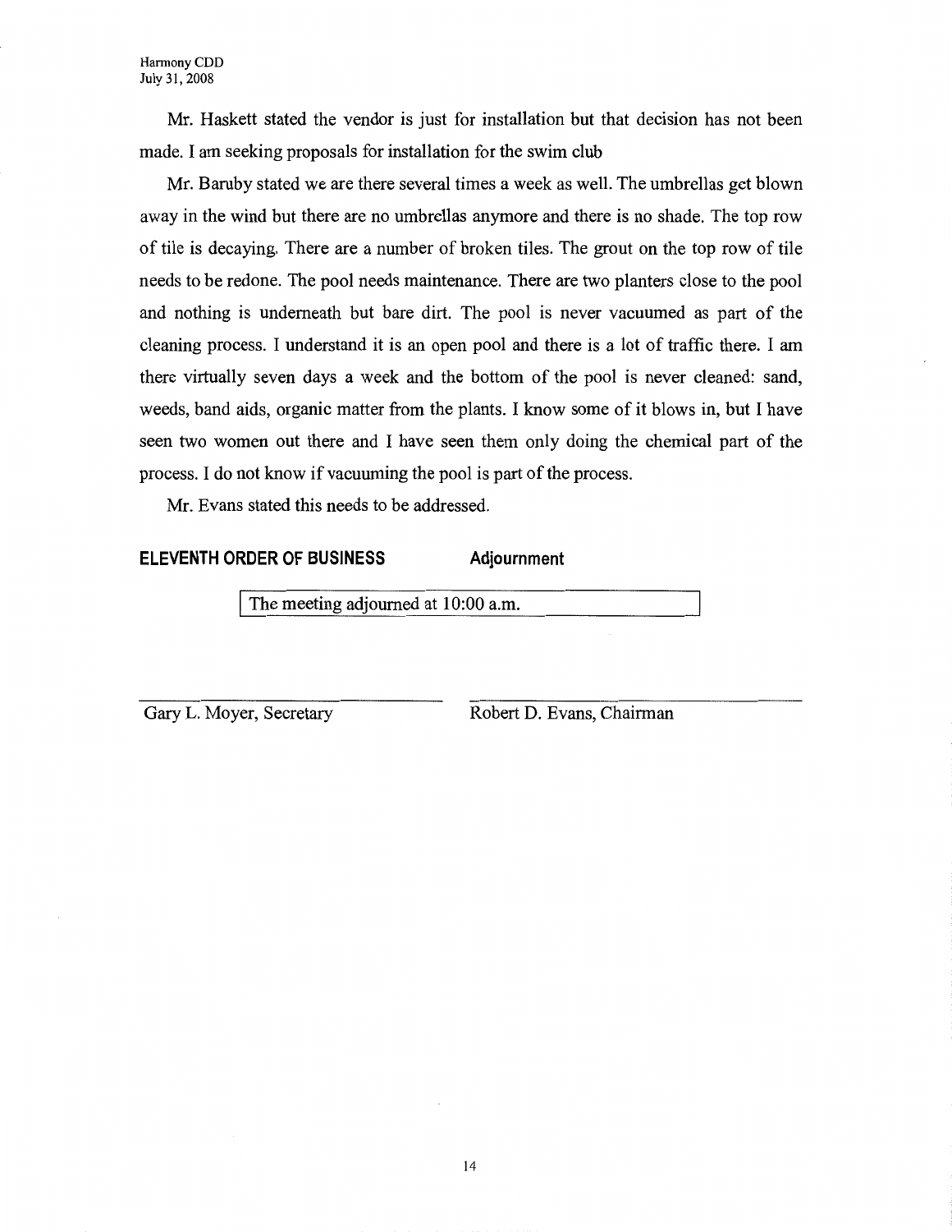Mr. Haskett stated the vendor is just for installation but that decision has not been made. I am seeking proposals for installation for the swim club

Mr. Baruby stated we are there several times a week as well. The umbrellas get blown away in the wind but there are no umbrellas anymore and there is no shade. The top row of tile is decaying. There are a number of broken tiles. The grout on the top row of tile needs to be redone. The pool needs maintenance. There are two planters close to the pool and nothing is underneath but bare dirt. The pool is never vacuumed as part of the cleaning process. I understand it is an open pool and there is a lot of traffic there. I am there virtually seven days a week and the bottom of the pool is never cleaned: sand, weeds, band aids, organic matter from the plants. I know some of it blows in, but I have seen two women out there and I have seen them only doing the chemical part of the process. I do not know if vacuuming the pool is part of the process.

Mr. Evans stated this needs to be addressed.

## ELEVENTH ORDER OF BUSINESS — Adjournment

The meeting adjourned at 10:00 a.m.

Gary L. Moyer, Secretary

Robert D. Evans, Chairman